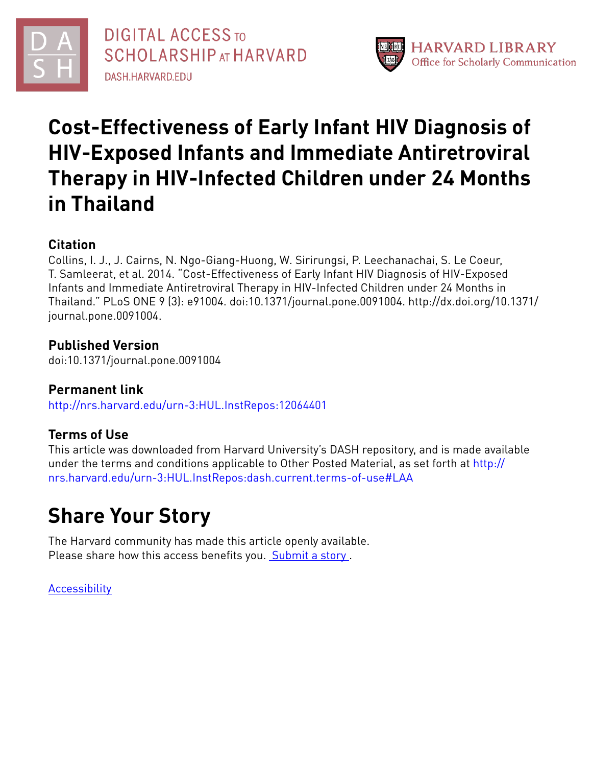# Cost-Effectiveness of Early Infant HIV Diagnosis of HIV-Exposed Infants and Immediate Antiretroviral Therapy in HIV-Infected Children under 24 Months in Thailand

## Citation

Collins, I. J., J. Cairns, N. Ngo-Giang-Huong, W. Sirirungsi, P. Leechanachai, S. Le Coeur, T. Samleerat, et al. 2014. "Cost-Effectiveness of Early Infant HIV Diagnosis of HIV-Exposed Infants and Immediate Antiretroviral Therapy in HIV-Infected Children under 24 Months in Thailand." PLoS ONE 9 (3): e91004. doi:10.1371/journal.pone.0091004. http://dx.doi.org/10.1371/journal.pone.0091004.

## Published Version

doi:10.1371/journal.pone.0091004

## Permanent link

http://nrs.harvard.edu/urn-3:HUL.InstRepos:12064401

## Terms of Use

This article was downloaded from Harvard University's DASH repository, and is made available under the terms and conditions applicable to Other Posted Material, as set forth at http://nrs.harvard.edu/urn-3:HUL.InstRepos:dash.current.terms-of-use#LAA

# Share Your Story

The Harvard community has made this article openly available.
Please share how this access benefits you. Submit a story .

Accessibility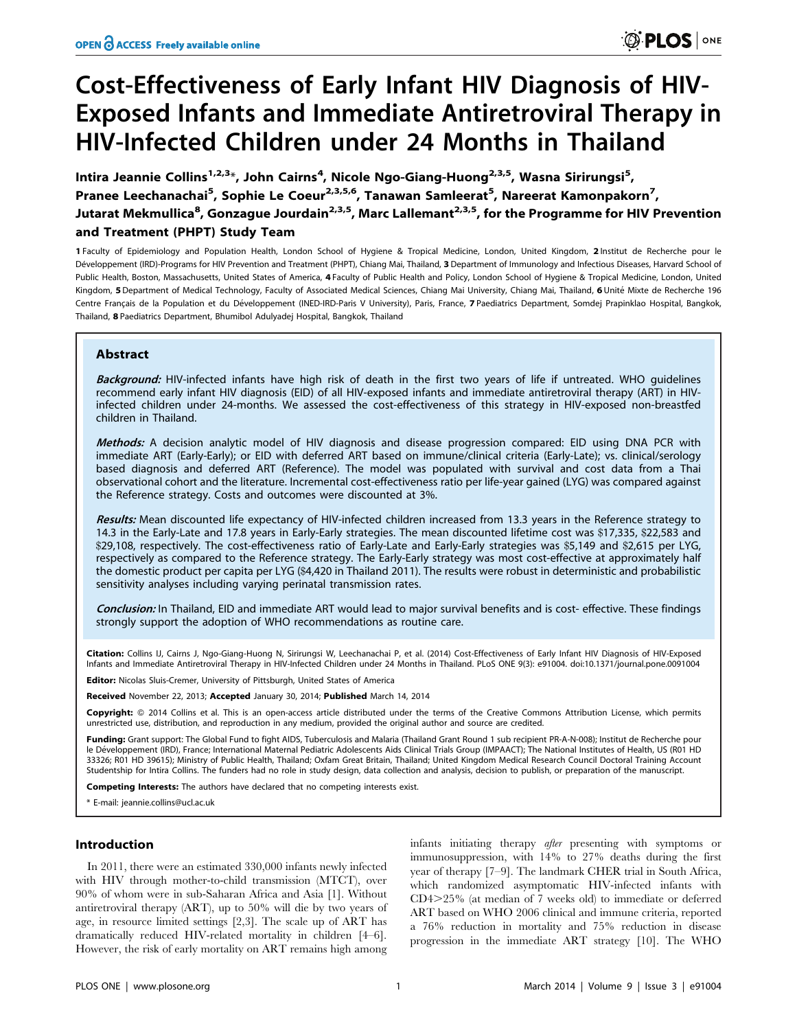# Cost-Effectiveness of Early Infant HIV Diagnosis of HIV-Exposed Infants and Immediate Antiretroviral Therapy in HIV-Infected Children under 24 Months in Thailand

**Intira Jeannie Collins[1,2,3]\*, John Cairns[4], Nicole Ngo-Giang-Huong[2,3,5], Wasna Sirirungsi[5], Pranee Leechanachai[5], Sophie Le Coeur[2,3,5,6], Tanawan Samleerat[5], Nareerat Kamonpakorn[7], Jutarat Mekmullica[8], Gonzague Jourdain[2,3,5], Marc Lallemant[2,3,5], for the Programme for HIV Prevention and Treatment (PHPT) Study Team**

1 Faculty of Epidemiology and Population Health, London School of Hygiene & Tropical Medicine, London, United Kingdom, 2 Institut de Recherche pour le Développement (IRD)-Programs for HIV Prevention and Treatment (PHPT), Chiang Mai, Thailand, 3 Department of Immunology and Infectious Diseases, Harvard School of Public Health, Boston, Massachusetts, United States of America, 4 Faculty of Public Health and Policy, London School of Hygiene & Tropical Medicine, London, United Kingdom, 5 Department of Medical Technology, Faculty of Associated Medical Sciences, Chiang Mai University, Chiang Mai, Thailand, 6 Unité Mixte de Recherche 196 Centre Français de la Population et du Développement (INED-IRD-Paris V University), Paris, France, 7 Paediatrics Department, Somdej Prapinklao Hospital, Bangkok, Thailand, 8 Paediatrics Department, Bhumibol Adulyadej Hospital, Bangkok, Thailand

## Abstract

***Background:*** HIV-infected infants have high risk of death in the first two years of life if untreated. WHO guidelines recommend early infant HIV diagnosis (EID) of all HIV-exposed infants and immediate antiretroviral therapy (ART) in HIV-infected children under 24-months. We assessed the cost-effectiveness of this strategy in HIV-exposed non-breastfed children in Thailand.

***Methods:*** A decision analytic model of HIV diagnosis and disease progression compared: EID using DNA PCR with immediate ART (Early-Early); or EID with deferred ART based on immune/clinical criteria (Early-Late); vs. clinical/serology based diagnosis and deferred ART (Reference). The model was populated with survival and cost data from a Thai observational cohort and the literature. Incremental cost-effectiveness ratio per life-year gained (LYG) was compared against the Reference strategy. Costs and outcomes were discounted at 3%.

***Results:*** Mean discounted life expectancy of HIV-infected children increased from 13.3 years in the Reference strategy to 14.3 in the Early-Late and 17.8 years in Early-Early strategies. The mean discounted lifetime cost was $17,335, $22,583 and $29,108, respectively. The cost-effectiveness ratio of Early-Late and Early-Early strategies was $5,149 and $2,615 per LYG, respectively as compared to the Reference strategy. The Early-Early strategy was most cost-effective at approximately half the domestic product per capita per LYG ($4,420 in Thailand 2011). The results were robust in deterministic and probabilistic sensitivity analyses including varying perinatal transmission rates.

***Conclusion:*** In Thailand, EID and immediate ART would lead to major survival benefits and is cost- effective. These findings strongly support the adoption of WHO recommendations as routine care.

**Citation:** Collins IJ, Cairns J, Ngo-Giang-Huong N, Sirirungsi W, Leechanachai P, et al. (2014) Cost-Effectiveness of Early Infant HIV Diagnosis of HIV-Exposed Infants and Immediate Antiretroviral Therapy in HIV-Infected Children under 24 Months in Thailand. PLoS ONE 9(3): e91004. doi:10.1371/journal.pone.0091004

**Editor:** Nicolas Sluis-Cremer, University of Pittsburgh, United States of America

**Received** November 22, 2013; **Accepted** January 30, 2014; **Published** March 14, 2014

**Copyright:** © 2014 Collins et al. This is an open-access article distributed under the terms of the Creative Commons Attribution License, which permits unrestricted use, distribution, and reproduction in any medium, provided the original author and source are credited.

**Funding:** Grant support: The Global Fund to fight AIDS, Tuberculosis and Malaria (Thailand Grant Round 1 sub recipient PR-A-N-008); Institut de Recherche pour le Développement (IRD), France; International Maternal Pediatric Adolescents Aids Clinical Trials Group (IMPAACT); The National Institutes of Health, US (R01 HD 33326; R01 HD 39615); Ministry of Public Health, Thailand; Oxfam Great Britain, Thailand; United Kingdom Medical Research Council Doctoral Training Account Studentship for Intira Collins. The funders had no role in study design, data collection and analysis, decision to publish, or preparation of the manuscript.

**Competing Interests:** The authors have declared that no competing interests exist.

\* E-mail: jeannie.collins@ucl.ac.uk

## Introduction

In 2011, there were an estimated 330,000 infants newly infected with HIV through mother-to-child transmission (MTCT), over 90% of whom were in sub-Saharan Africa and Asia [1]. Without antiretroviral therapy (ART), up to 50% will die by two years of age, in resource limited settings [2,3]. The scale up of ART has dramatically reduced HIV-related mortality in children [4–6]. However, the risk of early mortality on ART remains high among infants initiating therapy *after* presenting with symptoms or immunosuppression, with 14% to 27% deaths during the first year of therapy [7–9]. The landmark CHER trial in South Africa, which randomized asymptomatic HIV-infected infants with CD4>25% (at median of 7 weeks old) to immediate or deferred ART based on WHO 2006 clinical and immune criteria, reported a 76% reduction in mortality and 75% reduction in disease progression in the immediate ART strategy [10]. The WHO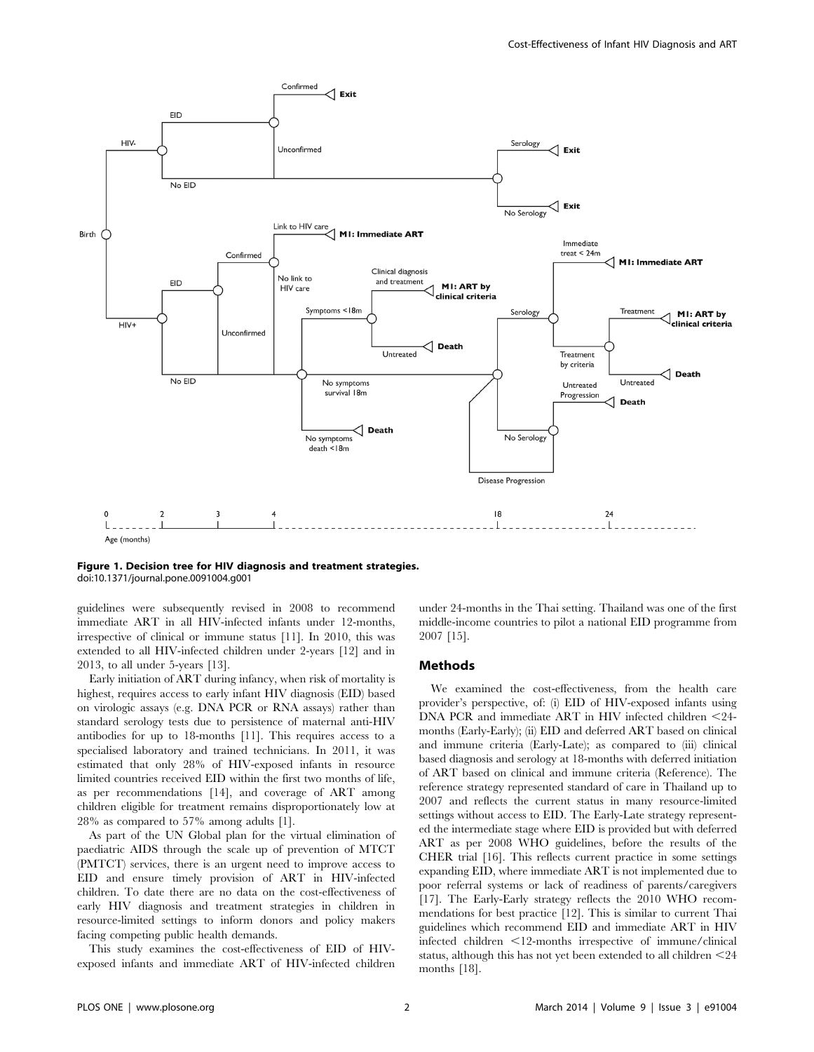**Figure 1. Decision tree for HIV diagnosis and treatment strategies.**
doi:10.1371/journal.pone.0091004.g001

guidelines were subsequently revised in 2008 to recommend immediate ART in all HIV-infected infants under 12-months, irrespective of clinical or immune status [11]. In 2010, this was extended to all HIV-infected children under 2-years [12] and in 2013, to all under 5-years [13].

Early initiation of ART during infancy, when risk of mortality is highest, requires access to early infant HIV diagnosis (EID) based on virologic assays (e.g. DNA PCR or RNA assays) rather than standard serology tests due to persistence of maternal anti-HIV antibodies for up to 18-months [11]. This requires access to a specialised laboratory and trained technicians. In 2011, it was estimated that only 28% of HIV-exposed infants in resource limited countries received EID within the first two months of life, as per recommendations [14], and coverage of ART among children eligible for treatment remains disproportionately low at 28% as compared to 57% among adults [1].

As part of the UN Global plan for the virtual elimination of paediatric AIDS through the scale up of prevention of MTCT (PMTCT) services, there is an urgent need to improve access to EID and ensure timely provision of ART in HIV-infected children. To date there are no data on the cost-effectiveness of early HIV diagnosis and treatment strategies in children in resource-limited settings to inform donors and policy makers facing competing public health demands.

This study examines the cost-effectiveness of EID of HIV-exposed infants and immediate ART of HIV-infected children under 24-months in the Thai setting. Thailand was one of the first middle-income countries to pilot a national EID programme from 2007 [15].

## Methods

We examined the cost-effectiveness, from the health care provider's perspective, of: (i) EID of HIV-exposed infants using DNA PCR and immediate ART in HIV infected children <24-months (Early-Early); (ii) EID and deferred ART based on clinical and immune criteria (Early-Late); as compared to (iii) clinical based diagnosis and serology at 18-months with deferred initiation of ART based on clinical and immune criteria (Reference). The reference strategy represented standard of care in Thailand up to 2007 and reflects the current status in many resource-limited settings without access to EID. The Early-Late strategy represented the intermediate stage where EID is provided but with deferred ART as per 2008 WHO guidelines, before the results of the CHER trial [16]. This reflects current practice in some settings expanding EID, where immediate ART is not implemented due to poor referral systems or lack of readiness of parents/caregivers [17]. The Early-Early strategy reflects the 2010 WHO recommendations for best practice [12]. This is similar to current Thai guidelines which recommend EID and immediate ART in HIV infected children <12-months irrespective of immune/clinical status, although this has not yet been extended to all children <24 months [18].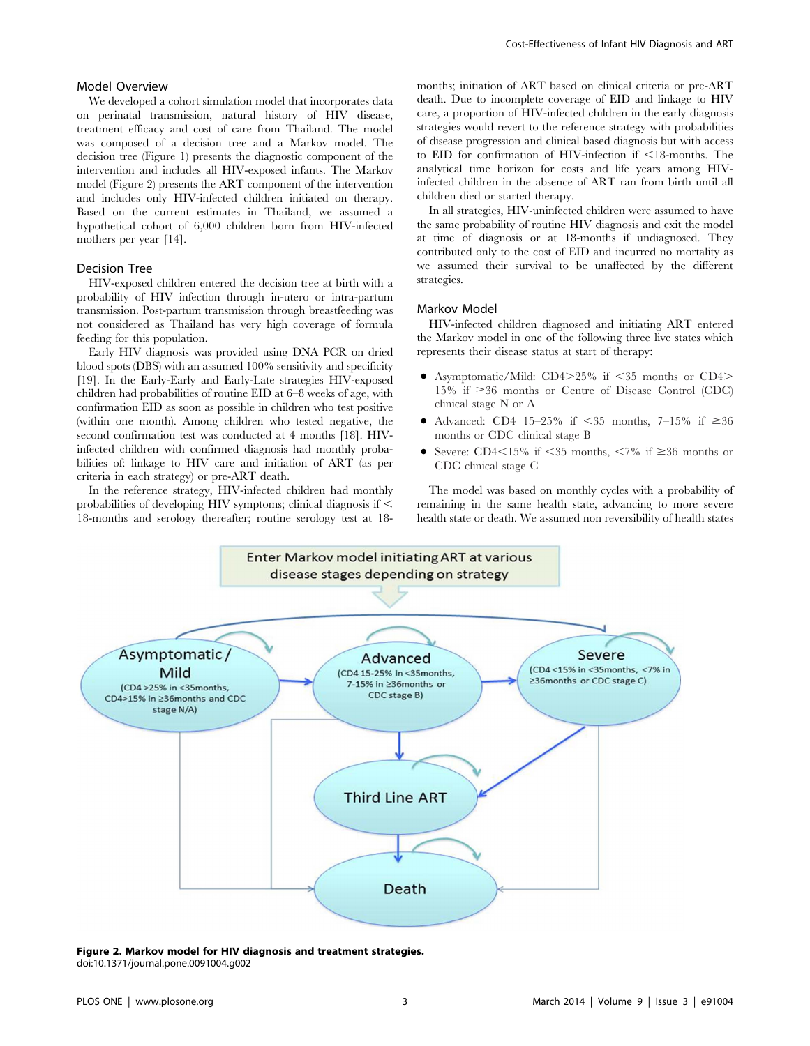## Model Overview

We developed a cohort simulation model that incorporates data on perinatal transmission, natural history of HIV disease, treatment efficacy and cost of care from Thailand. The model was composed of a decision tree and a Markov model. The decision tree (Figure 1) presents the diagnostic component of the intervention and includes all HIV-exposed infants. The Markov model (Figure 2) presents the ART component of the intervention and includes only HIV-infected children initiated on therapy. Based on the current estimates in Thailand, we assumed a hypothetical cohort of 6,000 children born from HIV-infected mothers per year [14].

## Decision Tree

HIV-exposed children entered the decision tree at birth with a probability of HIV infection through in-utero or intra-partum transmission. Post-partum transmission through breastfeeding was not considered as Thailand has very high coverage of formula feeding for this population.

Early HIV diagnosis was provided using DNA PCR on dried blood spots (DBS) with an assumed 100% sensitivity and specificity [19]. In the Early-Early and Early-Late strategies HIV-exposed children had probabilities of routine EID at 6–8 weeks of age, with confirmation EID as soon as possible in children who test positive (within one month). Among children who tested negative, the second confirmation test was conducted at 4 months [18]. HIV-infected children with confirmed diagnosis had monthly probabilities of: linkage to HIV care and initiation of ART (as per criteria in each strategy) or pre-ART death.

In the reference strategy, HIV-infected children had monthly probabilities of developing HIV symptoms; clinical diagnosis if < 18-months and serology thereafter; routine serology test at 18-months; initiation of ART based on clinical criteria or pre-ART death. Due to incomplete coverage of EID and linkage to HIV care, a proportion of HIV-infected children in the early diagnosis strategies would revert to the reference strategy with probabilities of disease progression and clinical based diagnosis but with access to EID for confirmation of HIV-infection if <18-months. The analytical time horizon for costs and life years among HIV-infected children in the absence of ART ran from birth until all children died or started therapy.

In all strategies, HIV-uninfected children were assumed to have the same probability of routine HIV diagnosis and exit the model at time of diagnosis or at 18-months if undiagnosed. They contributed only to the cost of EID and incurred no mortality as we assumed their survival to be unaffected by the different strategies.

## Markov Model

HIV-infected children diagnosed and initiating ART entered the Markov model in one of the following three live states which represents their disease status at start of therapy:

- Asymptomatic/Mild: CD4>25% if <35 months or CD4> 15% if ≥36 months or Centre of Disease Control (CDC) clinical stage N or A
- Advanced: CD4 15–25% if <35 months, 7–15% if ≥36 months or CDC clinical stage B
- Severe: CD4<15% if <35 months, <7% if ≥36 months or CDC clinical stage C

The model was based on monthly cycles with a probability of remaining in the same health state, advancing to more severe health state or death. We assumed non reversibility of health states

**Figure 2. Markov model for HIV diagnosis and treatment strategies.**
doi:10.1371/journal.pone.0091004.g002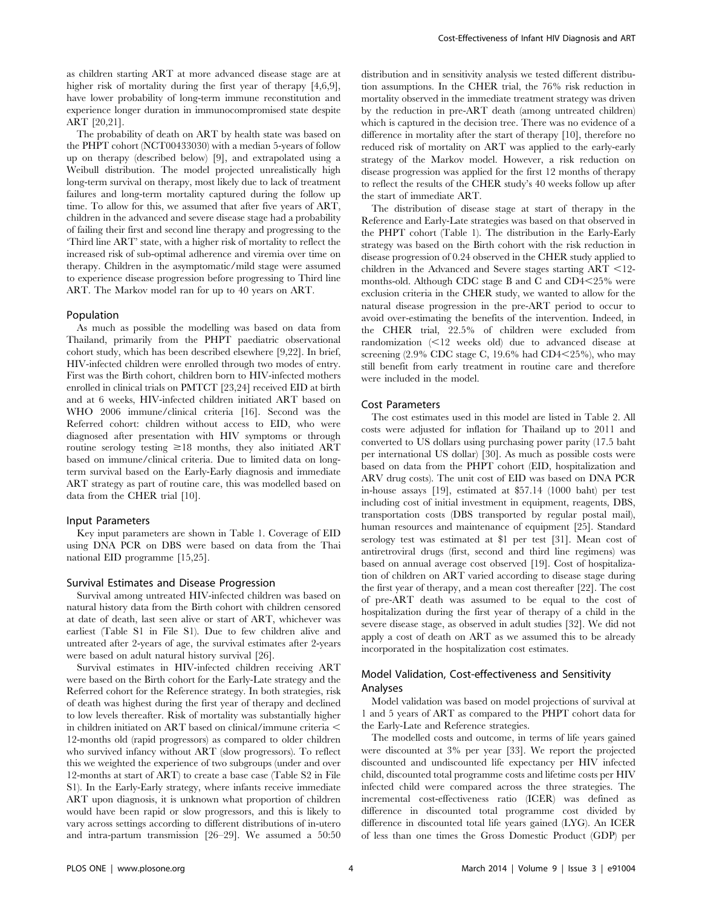as children starting ART at more advanced disease stage are at higher risk of mortality during the first year of therapy [4,6,9], have lower probability of long-term immune reconstitution and experience longer duration in immunocompromised state despite ART [20,21].

The probability of death on ART by health state was based on the PHPT cohort (NCT00433030) with a median 5-years of follow up on therapy (described below) [9], and extrapolated using a Weibull distribution. The model projected unrealistically high long-term survival on therapy, most likely due to lack of treatment failures and long-term mortality captured during the follow up time. To allow for this, we assumed that after five years of ART, children in the advanced and severe disease stage had a probability of failing their first and second line therapy and progressing to the 'Third line ART' state, with a higher risk of mortality to reflect the increased risk of sub-optimal adherence and viremia over time on therapy. Children in the asymptomatic/mild stage were assumed to experience disease progression before progressing to Third line ART. The Markov model ran for up to 40 years on ART.

## Population

As much as possible the modelling was based on data from Thailand, primarily from the PHPT paediatric observational cohort study, which has been described elsewhere [9,22]. In brief, HIV-infected children were enrolled through two modes of entry. First was the Birth cohort, children born to HIV-infected mothers enrolled in clinical trials on PMTCT [23,24] received EID at birth and at 6 weeks, HIV-infected children initiated ART based on WHO 2006 immune/clinical criteria [16]. Second was the Referred cohort: children without access to EID, who were diagnosed after presentation with HIV symptoms or through routine serology testing ≥18 months, they also initiated ART based on immune/clinical criteria. Due to limited data on long-term survival based on the Early-Early diagnosis and immediate ART strategy as part of routine care, this was modelled based on data from the CHER trial [10].

## Input Parameters

Key input parameters are shown in Table 1. Coverage of EID using DNA PCR on DBS were based on data from the Thai national EID programme [15,25].

## Survival Estimates and Disease Progression

Survival among untreated HIV-infected children was based on natural history data from the Birth cohort with children censored at date of death, last seen alive or start of ART, whichever was earliest (Table S1 in File S1). Due to few children alive and untreated after 2-years of age, the survival estimates after 2-years were based on adult natural history survival [26].

Survival estimates in HIV-infected children receiving ART were based on the Birth cohort for the Early-Late strategy and the Referred cohort for the Reference strategy. In both strategies, risk of death was highest during the first year of therapy and declined to low levels thereafter. Risk of mortality was substantially higher in children initiated on ART based on clinical/immune criteria < 12-months old (rapid progressors) as compared to older children who survived infancy without ART (slow progressors). To reflect this we weighted the experience of two subgroups (under and over 12-months at start of ART) to create a base case (Table S2 in File S1). In the Early-Early strategy, where infants receive immediate ART upon diagnosis, it is unknown what proportion of children would have been rapid or slow progressors, and this is likely to vary across settings according to different distributions of in-utero and intra-partum transmission [26–29]. We assumed a 50:50 distribution and in sensitivity analysis we tested different distribution assumptions. In the CHER trial, the 76% risk reduction in mortality observed in the immediate treatment strategy was driven by the reduction in pre-ART death (among untreated children) which is captured in the decision tree. There was no evidence of a difference in mortality after the start of therapy [10], therefore no reduced risk of mortality on ART was applied to the early-early strategy of the Markov model. However, a risk reduction on disease progression was applied for the first 12 months of therapy to reflect the results of the CHER study's 40 weeks follow up after the start of immediate ART.

The distribution of disease stage at start of therapy in the Reference and Early-Late strategies was based on that observed in the PHPT cohort (Table 1). The distribution in the Early-Early strategy was based on the Birth cohort with the risk reduction in disease progression of 0.24 observed in the CHER study applied to children in the Advanced and Severe stages starting ART <12-months-old. Although CDC stage B and C and CD4<25% were exclusion criteria in the CHER study, we wanted to allow for the natural disease progression in the pre-ART period to occur to avoid over-estimating the benefits of the intervention. Indeed, in the CHER trial, 22.5% of children were excluded from randomization (<12 weeks old) due to advanced disease at screening (2.9% CDC stage C, 19.6% had CD4<25%), who may still benefit from early treatment in routine care and therefore were included in the model.

## Cost Parameters

The cost estimates used in this model are listed in Table 2. All costs were adjusted for inflation for Thailand up to 2011 and converted to US dollars using purchasing power parity (17.5 baht per international US dollar) [30]. As much as possible costs were based on data from the PHPT cohort (EID, hospitalization and ARV drug costs). The unit cost of EID was based on DNA PCR in-house assays [19], estimated at $57.14 (1000 baht) per test including cost of initial investment in equipment, reagents, DBS, transportation costs (DBS transported by regular postal mail), human resources and maintenance of equipment [25]. Standard serology test was estimated at $1 per test [31]. Mean cost of antiretroviral drugs (first, second and third line regimens) was based on annual average cost observed [19]. Cost of hospitalization of children on ART varied according to disease stage during the first year of therapy, and a mean cost thereafter [22]. The cost of pre-ART death was assumed to be equal to the cost of hospitalization during the first year of therapy of a child in the severe disease stage, as observed in adult studies [32]. We did not apply a cost of death on ART as we assumed this to be already incorporated in the hospitalization cost estimates.

## Model Validation, Cost-effectiveness and Sensitivity Analyses

Model validation was based on model projections of survival at 1 and 5 years of ART as compared to the PHPT cohort data for the Early-Late and Reference strategies.

The modelled costs and outcome, in terms of life years gained were discounted at 3% per year [33]. We report the projected discounted and undiscounted life expectancy per HIV infected child, discounted total programme costs and lifetime costs per HIV infected child were compared across the three strategies. The incremental cost-effectiveness ratio (ICER) was defined as difference in discounted total programme cost divided by difference in discounted total life years gained (LYG). An ICER of less than one times the Gross Domestic Product (GDP) per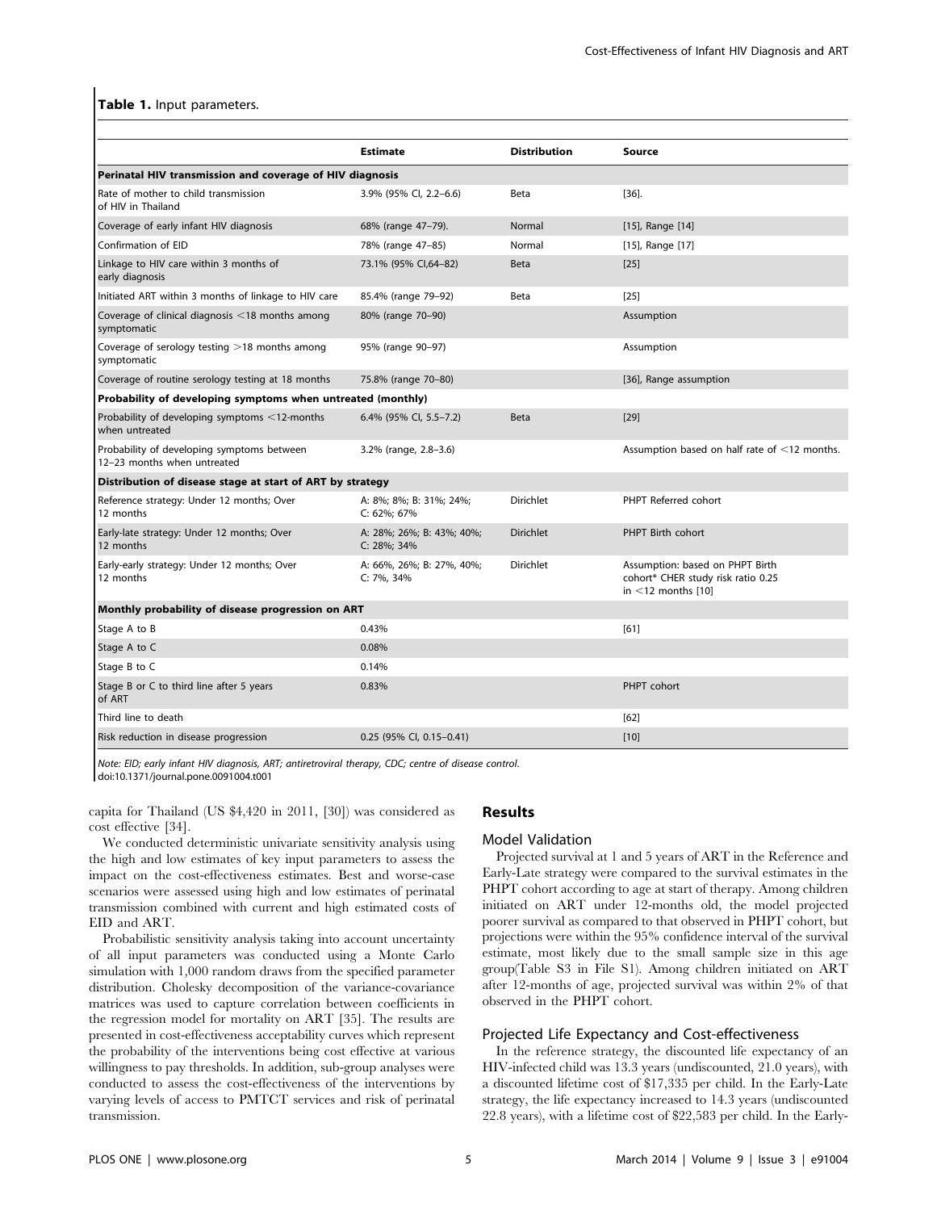**Table 1.** Input parameters.

| | Estimate | Distribution | Source |
|---|---|---|---|
| **Perinatal HIV transmission and coverage of HIV diagnosis** | | | |
| Rate of mother to child transmission of HIV in Thailand | 3.9% (95% CI, 2.2–6.6) | Beta | [36]. |
| Coverage of early infant HIV diagnosis | 68% (range 47–79). | Normal | [15], Range [14] |
| Confirmation of EID | 78% (range 47–85) | Normal | [15], Range [17] |
| Linkage to HIV care within 3 months of early diagnosis | 73.1% (95% CI,64–82) | Beta | [25] |
| Initiated ART within 3 months of linkage to HIV care | 85.4% (range 79–92) | Beta | [25] |
| Coverage of clinical diagnosis <18 months among symptomatic | 80% (range 70–90) | | Assumption |
| Coverage of serology testing >18 months among symptomatic | 95% (range 90–97) | | Assumption |
| Coverage of routine serology testing at 18 months | 75.8% (range 70–80) | | [36], Range assumption |
| **Probability of developing symptoms when untreated (monthly)** | | | |
| Probability of developing symptoms <12-months when untreated | 6.4% (95% CI, 5.5–7.2) | Beta | [29] |
| Probability of developing symptoms between 12–23 months when untreated | 3.2% (range, 2.8–3.6) | | Assumption based on half rate of <12 months. |
| **Distribution of disease stage at start of ART by strategy** | | | |
| Reference strategy: Under 12 months; Over 12 months | A: 8%; 8%; B: 31%; 24%; C: 62%; 67% | Dirichlet | PHPT Referred cohort |
| Early-late strategy: Under 12 months; Over 12 months | A: 28%; 26%; B: 43%; 40%; C: 28%; 34% | Dirichlet | PHPT Birth cohort |
| Early-early strategy: Under 12 months; Over 12 months | A: 66%, 26%; B: 27%, 40%; C: 7%, 34% | Dirichlet | Assumption: based on PHPT Birth cohort* CHER study risk ratio 0.25 in <12 months [10] |
| **Monthly probability of disease progression on ART** | | | |
| Stage A to B | 0.43% | | [61] |
| Stage A to C | 0.08% | | |
| Stage B to C | 0.14% | | |
| Stage B or C to third line after 5 years of ART | 0.83% | | PHPT cohort |
| Third line to death | | | [62] |
| Risk reduction in disease progression | 0.25 (95% CI, 0.15–0.41) | | [10] |

*Note: EID; early infant HIV diagnosis, ART; antiretroviral therapy, CDC; centre of disease control.*
doi:10.1371/journal.pone.0091004.t001

capita for Thailand (US $4,420 in 2011, [30]) was considered as cost effective [34].

We conducted deterministic univariate sensitivity analysis using the high and low estimates of key input parameters to assess the impact on the cost-effectiveness estimates. Best and worse-case scenarios were assessed using high and low estimates of perinatal transmission combined with current and high estimated costs of EID and ART.

Probabilistic sensitivity analysis taking into account uncertainty of all input parameters was conducted using a Monte Carlo simulation with 1,000 random draws from the specified parameter distribution. Cholesky decomposition of the variance-covariance matrices was used to capture correlation between coefficients in the regression model for mortality on ART [35]. The results are presented in cost-effectiveness acceptability curves which represent the probability of the interventions being cost effective at various willingness to pay thresholds. In addition, sub-group analyses were conducted to assess the cost-effectiveness of the interventions by varying levels of access to PMTCT services and risk of perinatal transmission.

## Results

### Model Validation

Projected survival at 1 and 5 years of ART in the Reference and Early-Late strategy were compared to the survival estimates in the PHPT cohort according to age at start of therapy. Among children initiated on ART under 12-months old, the model projected poorer survival as compared to that observed in PHPT cohort, but projections were within the 95% confidence interval of the survival estimate, most likely due to the small sample size in this age group(Table S3 in File S1). Among children initiated on ART after 12-months of age, projected survival was within 2% of that observed in the PHPT cohort.

### Projected Life Expectancy and Cost-effectiveness

In the reference strategy, the discounted life expectancy of an HIV-infected child was 13.3 years (undiscounted, 21.0 years), with a discounted lifetime cost of $17,335 per child. In the Early-Late strategy, the life expectancy increased to 14.3 years (undiscounted 22.8 years), with a lifetime cost of $22,583 per child. In the Early-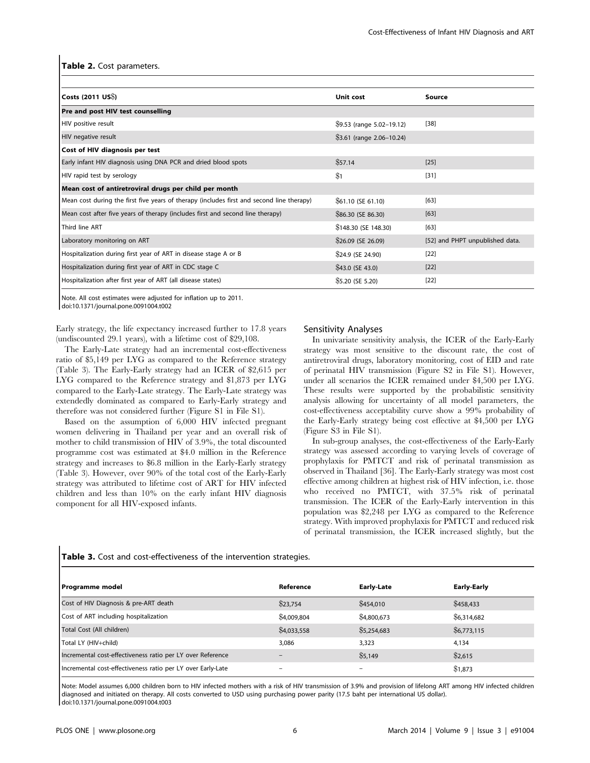**Table 2.** Cost parameters.

| Costs (2011 US$) | Unit cost | Source |
|---|---|---|
| **Pre and post HIV test counselling** | | |
| HIV positive result | $9.53 (range 5.02–19.12) | [38] |
| HIV negative result | $3.61 (range 2.06–10.24) | |
| **Cost of HIV diagnosis per test** | | |
| Early infant HIV diagnosis using DNA PCR and dried blood spots | $57.14 | [25] |
| HIV rapid test by serology | $1 | [31] |
| **Mean cost of antiretroviral drugs per child per month** | | |
| Mean cost during the first five years of therapy (includes first and second line therapy) | $61.10 (SE 61.10) | [63] |
| Mean cost after five years of therapy (includes first and second line therapy) | $86.30 (SE 86.30) | [63] |
| Third line ART | $148.30 (SE 148.30) | [63] |
| Laboratory monitoring on ART | $26.09 (SE 26.09) | [52] and PHPT unpublished data. |
| Hospitalization during first year of ART in disease stage A or B | $24.9 (SE 24.90) | [22] |
| Hospitalization during first year of ART in CDC stage C | $43.0 (SE 43.0) | [22] |
| Hospitalization after first year of ART (all disease states) | $5.20 (SE 5.20) | [22] |

Note. All cost estimates were adjusted for inflation up to 2011.
doi:10.1371/journal.pone.0091004.t002

Early strategy, the life expectancy increased further to 17.8 years (undiscounted 29.1 years), with a lifetime cost of $29,108.

The Early-Late strategy had an incremental cost-effectiveness ratio of $5,149 per LYG as compared to the Reference strategy (Table 3). The Early-Early strategy had an ICER of $2,615 per LYG compared to the Reference strategy and $1,873 per LYG compared to the Early-Late strategy. The Early-Late strategy was extendedly dominated as compared to Early-Early strategy and therefore was not considered further (Figure S1 in File S1).

Based on the assumption of 6,000 HIV infected pregnant women delivering in Thailand per year and an overall risk of mother to child transmission of HIV of 3.9%, the total discounted programme cost was estimated at $4.0 million in the Reference strategy and increases to $6.8 million in the Early-Early strategy (Table 3). However, over 90% of the total cost of the Early-Early strategy was attributed to lifetime cost of ART for HIV infected children and less than 10% on the early infant HIV diagnosis component for all HIV-exposed infants.

## Sensitivity Analyses

In univariate sensitivity analysis, the ICER of the Early-Early strategy was most sensitive to the discount rate, the cost of antiretroviral drugs, laboratory monitoring, cost of EID and rate of perinatal HIV transmission (Figure S2 in File S1). However, under all scenarios the ICER remained under $4,500 per LYG. These results were supported by the probabilistic sensitivity analysis allowing for uncertainty of all model parameters, the cost-effectiveness acceptability curve show a 99% probability of the Early-Early strategy being cost effective at $4,500 per LYG (Figure S3 in File S1).

In sub-group analyses, the cost-effectiveness of the Early-Early strategy was assessed according to varying levels of coverage of prophylaxis for PMTCT and risk of perinatal transmission as observed in Thailand [36]. The Early-Early strategy was most cost effective among children at highest risk of HIV infection, i.e. those who received no PMTCT, with 37.5% risk of perinatal transmission. The ICER of the Early-Early intervention in this population was $2,248 per LYG as compared to the Reference strategy. With improved prophylaxis for PMTCT and reduced risk of perinatal transmission, the ICER increased slightly, but the

**Table 3.** Cost and cost-effectiveness of the intervention strategies.

| Programme model | Reference | Early-Late | Early-Early |
|---|---|---|---|
| Cost of HIV Diagnosis & pre-ART death | $23,754 | $454,010 | $458,433 |
| Cost of ART including hospitalization | $4,009,804 | $4,800,673 | $6,314,682 |
| Total Cost (All children) | $4,033,558 | $5,254,683 | $6,773,115 |
| Total LY (HIV+child) | 3,086 | 3,323 | 4,134 |
| Incremental cost-effectiveness ratio per LY over Reference | – | $5,149 | $2,615 |
| Incremental cost-effectiveness ratio per LY over Early-Late | – | – | $1,873 |

Note: Model assumes 6,000 children born to HIV infected mothers with a risk of HIV transmission of 3.9% and provision of lifelong ART among HIV infected children diagnosed and initiated on therapy. All costs converted to USD using purchasing power parity (17.5 baht per international US dollar).
doi:10.1371/journal.pone.0091004.t003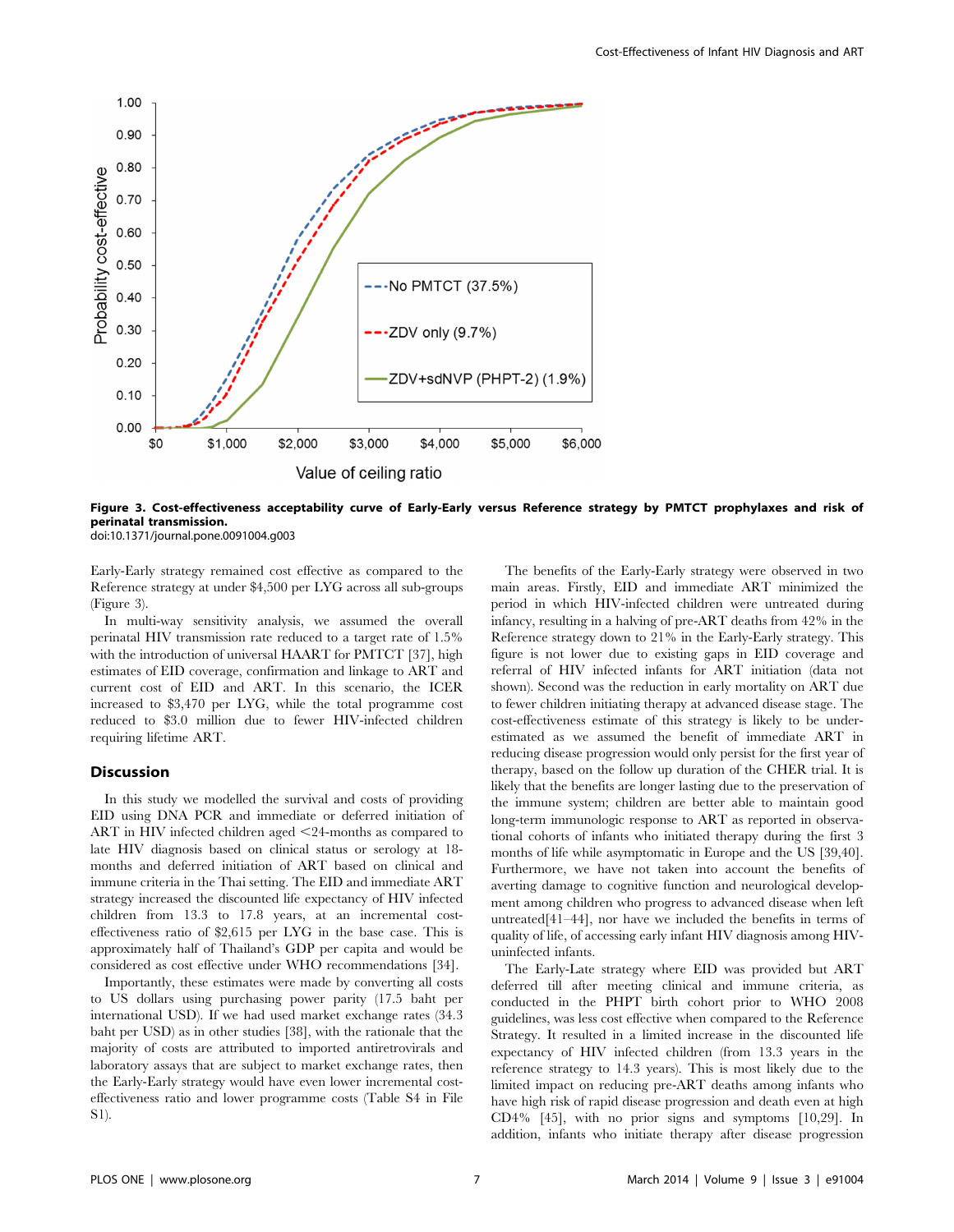**Figure 3. Cost-effectiveness acceptability curve of Early-Early versus Reference strategy by PMTCT prophylaxes and risk of perinatal transmission.**
doi:10.1371/journal.pone.0091004.g003

Early-Early strategy remained cost effective as compared to the Reference strategy at under $4,500 per LYG across all sub-groups (Figure 3).

In multi-way sensitivity analysis, we assumed the overall perinatal HIV transmission rate reduced to a target rate of 1.5% with the introduction of universal HAART for PMTCT [37], high estimates of EID coverage, confirmation and linkage to ART and current cost of EID and ART. In this scenario, the ICER increased to $3,470 per LYG, while the total programme cost reduced to $3.0 million due to fewer HIV-infected children requiring lifetime ART.

## Discussion

In this study we modelled the survival and costs of providing EID using DNA PCR and immediate or deferred initiation of ART in HIV infected children aged <24-months as compared to late HIV diagnosis based on clinical status or serology at 18-months and deferred initiation of ART based on clinical and immune criteria in the Thai setting. The EID and immediate ART strategy increased the discounted life expectancy of HIV infected children from 13.3 to 17.8 years, at an incremental cost-effectiveness ratio of $2,615 per LYG in the base case. This is approximately half of Thailand's GDP per capita and would be considered as cost effective under WHO recommendations [34].

Importantly, these estimates were made by converting all costs to US dollars using purchasing power parity (17.5 baht per international USD). If we had used market exchange rates (34.3 baht per USD) as in other studies [38], with the rationale that the majority of costs are attributed to imported antiretrovirals and laboratory assays that are subject to market exchange rates, then the Early-Early strategy would have even lower incremental cost-effectiveness ratio and lower programme costs (Table S4 in File S1).

The benefits of the Early-Early strategy were observed in two main areas. Firstly, EID and immediate ART minimized the period in which HIV-infected children were untreated during infancy, resulting in a halving of pre-ART deaths from 42% in the Reference strategy down to 21% in the Early-Early strategy. This figure is not lower due to existing gaps in EID coverage and referral of HIV infected infants for ART initiation (data not shown). Second was the reduction in early mortality on ART due to fewer children initiating therapy at advanced disease stage. The cost-effectiveness estimate of this strategy is likely to be under-estimated as we assumed the benefit of immediate ART in reducing disease progression would only persist for the first year of therapy, based on the follow up duration of the CHER trial. It is likely that the benefits are longer lasting due to the preservation of the immune system; children are better able to maintain good long-term immunologic response to ART as reported in observational cohorts of infants who initiated therapy during the first 3 months of life while asymptomatic in Europe and the US [39,40]. Furthermore, we have not taken into account the benefits of averting damage to cognitive function and neurological development among children who progress to advanced disease when left untreated[41–44], nor have we included the benefits in terms of quality of life, of accessing early infant HIV diagnosis among HIV-uninfected infants.

The Early-Late strategy where EID was provided but ART deferred till after meeting clinical and immune criteria, as conducted in the PHPT birth cohort prior to WHO 2008 guidelines, was less cost effective when compared to the Reference Strategy. It resulted in a limited increase in the discounted life expectancy of HIV infected children (from 13.3 years in the reference strategy to 14.3 years). This is most likely due to the limited impact on reducing pre-ART deaths among infants who have high risk of rapid disease progression and death even at high CD4% [45], with no prior signs and symptoms [10,29]. In addition, infants who initiate therapy after disease progression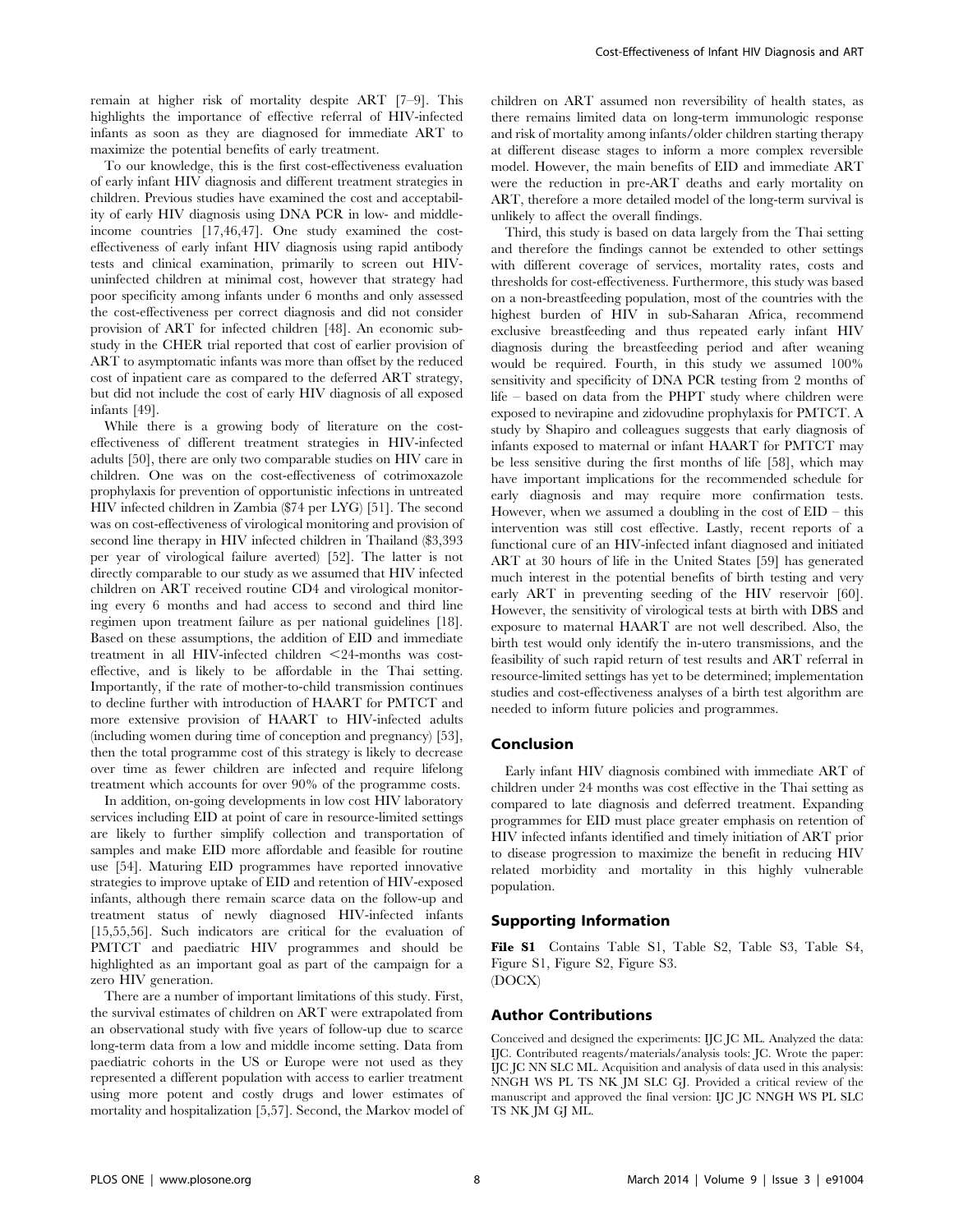remain at higher risk of mortality despite ART [7–9]. This highlights the importance of effective referral of HIV-infected infants as soon as they are diagnosed for immediate ART to maximize the potential benefits of early treatment.

To our knowledge, this is the first cost-effectiveness evaluation of early infant HIV diagnosis and different treatment strategies in children. Previous studies have examined the cost and acceptability of early HIV diagnosis using DNA PCR in low- and middle-income countries [17,46,47]. One study examined the cost-effectiveness of early infant HIV diagnosis using rapid antibody tests and clinical examination, primarily to screen out HIV-uninfected children at minimal cost, however that strategy had poor specificity among infants under 6 months and only assessed the cost-effectiveness per correct diagnosis and did not consider provision of ART for infected children [48]. An economic sub-study in the CHER trial reported that cost of earlier provision of ART to asymptomatic infants was more than offset by the reduced cost of inpatient care as compared to the deferred ART strategy, but did not include the cost of early HIV diagnosis of all exposed infants [49].

While there is a growing body of literature on the cost-effectiveness of different treatment strategies in HIV-infected adults [50], there are only two comparable studies on HIV care in children. One was on the cost-effectiveness of cotrimoxazole prophylaxis for prevention of opportunistic infections in untreated HIV infected children in Zambia ($74 per LYG) [51]. The second was on cost-effectiveness of virological monitoring and provision of second line therapy in HIV infected children in Thailand ($3,393 per year of virological failure averted) [52]. The latter is not directly comparable to our study as we assumed that HIV infected children on ART received routine CD4 and virological monitoring every 6 months and had access to second and third line regimen upon treatment failure as per national guidelines [18]. Based on these assumptions, the addition of EID and immediate treatment in all HIV-infected children <24-months was cost-effective, and is likely to be affordable in the Thai setting. Importantly, if the rate of mother-to-child transmission continues to decline further with introduction of HAART for PMTCT and more extensive provision of HAART to HIV-infected adults (including women during time of conception and pregnancy) [53], then the total programme cost of this strategy is likely to decrease over time as fewer children are infected and require lifelong treatment which accounts for over 90% of the programme costs.

In addition, on-going developments in low cost HIV laboratory services including EID at point of care in resource-limited settings are likely to further simplify collection and transportation of samples and make EID more affordable and feasible for routine use [54]. Maturing EID programmes have reported innovative strategies to improve uptake of EID and retention of HIV-exposed infants, although there remain scarce data on the follow-up and treatment status of newly diagnosed HIV-infected infants [15,55,56]. Such indicators are critical for the evaluation of PMTCT and paediatric HIV programmes and should be highlighted as an important goal as part of the campaign for a zero HIV generation.

There are a number of important limitations of this study. First, the survival estimates of children on ART were extrapolated from an observational study with five years of follow-up due to scarce long-term data from a low and middle income setting. Data from paediatric cohorts in the US or Europe were not used as they represented a different population with access to earlier treatment using more potent and costly drugs and lower estimates of mortality and hospitalization [5,57]. Second, the Markov model of children on ART assumed non reversibility of health states, as there remains limited data on long-term immunologic response and risk of mortality among infants/older children starting therapy at different disease stages to inform a more complex reversible model. However, the main benefits of EID and immediate ART were the reduction in pre-ART deaths and early mortality on ART, therefore a more detailed model of the long-term survival is unlikely to affect the overall findings.

Third, this study is based on data largely from the Thai setting and therefore the findings cannot be extended to other settings with different coverage of services, mortality rates, costs and thresholds for cost-effectiveness. Furthermore, this study was based on a non-breastfeeding population, most of the countries with the highest burden of HIV in sub-Saharan Africa, recommend exclusive breastfeeding and thus repeated early infant HIV diagnosis during the breastfeeding period and after weaning would be required. Fourth, in this study we assumed 100% sensitivity and specificity of DNA PCR testing from 2 months of life – based on data from the PHPT study where children were exposed to nevirapine and zidovudine prophylaxis for PMTCT. A study by Shapiro and colleagues suggests that early diagnosis of infants exposed to maternal or infant HAART for PMTCT may be less sensitive during the first months of life [58], which may have important implications for the recommended schedule for early diagnosis and may require more confirmation tests. However, when we assumed a doubling in the cost of EID – this intervention was still cost effective. Lastly, recent reports of a functional cure of an HIV-infected infant diagnosed and initiated ART at 30 hours of life in the United States [59] has generated much interest in the potential benefits of birth testing and very early ART in preventing seeding of the HIV reservoir [60]. However, the sensitivity of virological tests at birth with DBS and exposure to maternal HAART are not well described. Also, the birth test would only identify the in-utero transmissions, and the feasibility of such rapid return of test results and ART referral in resource-limited settings has yet to be determined; implementation studies and cost-effectiveness analyses of a birth test algorithm are needed to inform future policies and programmes.

## Conclusion

Early infant HIV diagnosis combined with immediate ART of children under 24 months was cost effective in the Thai setting as compared to late diagnosis and deferred treatment. Expanding programmes for EID must place greater emphasis on retention of HIV infected infants identified and timely initiation of ART prior to disease progression to maximize the benefit in reducing HIV related morbidity and mortality in this highly vulnerable population.

## Supporting Information

**File S1** Contains Table S1, Table S2, Table S3, Table S4, Figure S1, Figure S2, Figure S3.
(DOCX)

## Author Contributions

Conceived and designed the experiments: IJC JC ML. Analyzed the data: IJC. Contributed reagents/materials/analysis tools: JC. Wrote the paper: IJC JC NN SLC ML. Acquisition and analysis of data used in this analysis: NNGH WS PL TS NK JM SLC GJ. Provided a critical review of the manuscript and approved the final version: IJC JC NNGH WS PL SLC TS NK JM GJ ML.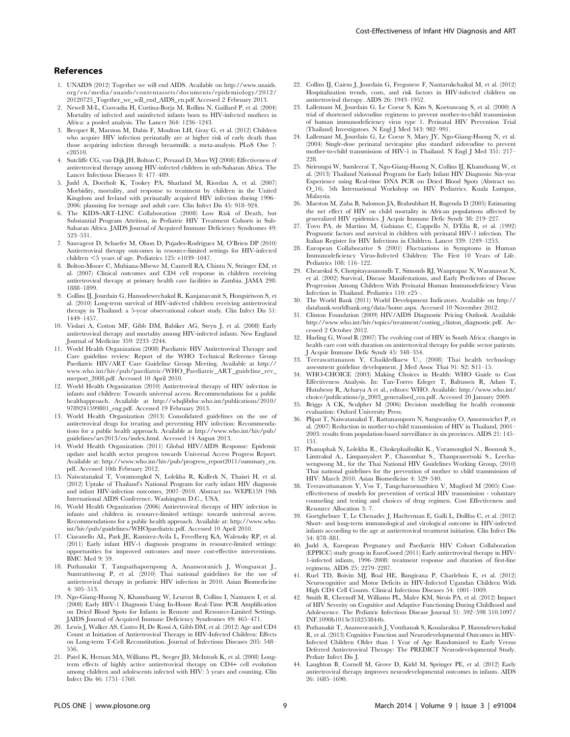## References

1. UNAIDS (2012) Together we will end AIDS. Available on http://www.unaids.org/en/media/unaids/contentassets/documents/epidemiology/2012/20120725_Together_we_will_end_AIDS_en.pdf Accessed 2 February 2013.
2. Newell M-L, Coovadia H, Cortina-Borja M, Rollins N, Gaillard P, et al. (2004) Mortality of infected and uninfected infants born to HIV-infected mothers in Africa: a pooled analysis. The Lancet 364: 1236–1243.
3. Becquet R, Marston M, Dabis F, Moulton LH, Gray G, et al. (2012) Children who acquire HIV infection perinatally are at higher risk of early death than those acquiring infection through breastmilk: a meta-analysis. PLoS One 7: e28510.
4. Sutcliffe CG, van Dijk JH, Bolton C, Persaud D, Moss WJ (2008) Effectiveness of antiretroviral therapy among HIV-infected children in sub-Saharan Africa. The Lancet Infectious Diseases 8: 477–489.
5. Judd A, Doerholt K, Tookey PA, Sharland M, Riordan A, et al. (2007) Morbidity, mortality, and response to treatment by children in the United Kingdom and Ireland with perinatally acquired HIV infection during 1996–2006: planning for teenage and adult care. Clin Infect Dis 45: 918–924.
6. The KIDS-ART-LINC Collaboration (2008) Low Risk of Death, but Substantial Program Attrition, in Pediatric HIV Treatment Cohorts in Sub-Saharan Africa. JAIDS Journal of Acquired Immune Deficiency Syndromes 49: 523–531.
7. Sauvageot D, Schaefer M, Olson D, Pujades-Rodriguez M, O'Brien DP (2010) Antiretroviral therapy outcomes in resource-limited settings for HIV-infected children <5 years of age. Pediatrics 125: e1039–1047.
8. Bolton-Moore C, Mubiana-Mbewe M, Cantrell RA, Chintu N, Stringer EM, et al. (2007) Clinical outcomes and CD4 cell response in children receiving antiretroviral therapy at primary health care facilities in Zambia. JAMA 298: 1888–1899.
9. Collins IJ, Jourdain G, Hansudewechakul R, Kanjanavanit S, Hongsiriwon S, et al. (2010) Long-term survival of HIV-infected children receiving antiretroviral therapy in Thailand: a 5-year observational cohort study. Clin Infect Dis 51: 1449–1457.
10. Violari A, Cotton MF, Gibb DM, Babiker AG, Steyn J, et al. (2008) Early antiretroviral therapy and mortality among HIV-infected infants. New England Journal of Medicine 359: 2233–2244.
11. World Health Organization (2008) Paediatric HIV Antiretroviral Therapy and Care guideline review: Report of the WHO Technical Reference Group Paediatric HIV/ART Care Guideline Group Meeting. Available at http://www.who.int/hiv/pub/paediatric/WHO_Paediatric_ART_guideline_rev_mreport_2008.pdf. Accessed 10 April 2010.
12. World Health Organization (2010) Antiretroviral therapy of HIV infection in infants and children: Towards universal access. Recommendations for a public healthapproach. Available at http://whqlibdoc.who.int/publications/2010/9789241599801_eng.pdf. Accessed 19 February 2013.
13. World Health Organization (2013) Consolidated guidelines on the use of antiretroviral drugs for treating and preventing HIV infection: Recommendations for a public health approach. Available at http://www.who.int/hiv/pub/guidelines/arv2013/en/index.html. Accessed 14 August 2013.
14. World Health Organization (2011) Global HIV/AIDS Response: Epidemic update and health sector progress towards Universal Access Progress Report. Available at: http://www.who.int/hiv/pub/progress_report2011/summary_en.pdf. Accessed 10th February 2012.
15. Naiwatanakul T, Voramongkol N, Lolekha R, Kullerk N, Thaisri H, et al. (2012) Uptake of Thailand's National Program for early infant HIV diagnosis and infant HIV-infection outcomes, 2007–2010. Abstract no. WEPE159 19th International AIDS Conference. Washington D.C., USA.
16. World Health Organization (2006) Antiretroviral therapy of HIV infection in infants and children in resource-limited settings: towards universal access. Recommendations for a public health approach. Available at: http://www.who.int/hiv/pub/guidelines/WHOpaediatric.pdf. Accessed 10 April 2010.
17. Ciaranello AL, Park JE, Ramirez-Avila L, Freedberg KA, Walensky RP, et al. (2011) Early infant HIV-1 diagnosis programs in resource-limited settings: opportunities for improved outcomes and more cost-effective interventions. BMC Med 9: 59.
18. Puthanakit T, Tangsathapornpong A, Ananworanich J, Wongsawat J., Suntrattiwong P, et al. (2010) Thai national guidelines for the use of antiretroviral therapy in pediatric HIV infection in 2010. Asian Biomedicine 4: 505–513.
19. Ngo-Giang-Huong N, Khamduang W, Leurent B, Collins I, Nantasen I, et al. (2008) Early HIV-1 Diagnosis Using In-House Real-Time PCR Amplification on Dried Blood Spots for Infants in Remote and Resource-Limited Settings. JAIDS Journal of Acquired Immune Deficiency Syndromes 49: 465–471.
20. Lewis J, Walker AS, Castro H, De Rossi A, Gibb DM, et al. (2012) Age and CD4 Count at Initiation of Antiretroviral Therapy in HIV-Infected Children: Effects on Long-term T-Cell Reconstitution. Journal of Infectious Diseases 205: 548–556.
21. Patel K, Hernan MA, Williams PL, Seeger JD, McIntosh K, et al. (2008) Long-term effects of highly active antiretroviral therapy on CD4+ cell evolution among children and adolescents infected with HIV: 5 years and counting. Clin Infect Dis 46: 1751–1760.
22. Collins IJ, Cairns J, Jourdain G, Fregonese F, Nantarukchaikul M, et al. (2012) Hospitalization trends, costs, and risk factors in HIV-infected children on antiretroviral therapy. AIDS 26: 1943–1952.
23. Lallemant M, Jourdain G, Le Coeur S, Kim S, Koetsawang S, et al. (2000) A trial of shortened zidovudine regimens to prevent mother-to-child transmission of human immunodeficiency virus type 1. Perinatal HIV Prevention Trial (Thailand) Investigators. N Engl J Med 343: 982–991.
24. Lallemant M, Jourdain G, Le Coeur S, Mary JY, Ngo-Giang-Huong N, et al. (2004) Single-dose perinatal nevirapine plus standard zidovudine to prevent mother-to-child transmission of HIV-1 in Thailand. N Engl J Med 351: 217–228.
25. Sirirungsi W, Samleerat T, Ngo-Giang-Huong N, Collins IJ, Khamduang W, et al. (2013) Thailand National Program for Early Infant HIV Diagnosis: Six-year Experience using Real-time DNA PCR on Dried Blood Spots (Abstract no. O_16). 5th International Workshop on HIV Pediatrics. Kuala Lumpur, Malaysia.
26. Marston M, Zaba B, Salomon JA, Brahmbhatt H, Bagenda D (2005) Estimating the net effect of HIV on child mortality in African populations affected by generalized HIV epidemics. J Acquir Immune Defic Syndr 38: 219–227.
27. Tovo PA, de Martino M, Gabiano C, Cappello N, D'Elia R, et al. (1992) Prognostic factors and survival in children with perinatal HIV-1 infection. The Italian Register for HIV Infections in Children. Lancet 339: 1249–1253.
28. European Collaborative S (2001) Fluctuations in Symptoms in Human Immunodeficiency Virus-Infected Children: The First 10 Years of Life. Pediatrics 108: 116–122.
29. Chearskul S, Chotpitayasunondh T, Simonds RJ, Wanprapar N, Waranawat N, et al. (2002) Survival, Disease Manifestations, and Early Predictors of Disease Progression Among Children With Perinatal Human Immunodeficiency Virus Infection in Thailand. Pediatrics 110: e25–.
30. The World Bank (2011) World Development Indicators. Avalaible on http://databank.worldbank.org/data/home.aspx. Accessed 10 November 2012.
31. Clinton Foundation (2009) HIV/AIDS Diagnostic Pricing Outlook. Available http://www.who.int/hiv/topics/treatment/costing_clinton_diagnostic.pdf. Accessed 2 October 2012.
32. Harling G, Wood R (2007) The evolving cost of HIV in South Africa: changes in health care cost with duration on antiretroviral therapy for public sector patients. J Acquir Immune Defic Syndr 45: 348–354.
33. Teerawattananon Y, Chaikledkaew U., (2008) Thai health technology assessment guideline development. J Med Assoc Thai 91: S2: S11–15.
34. WHO-CHOICE (2003) Making Choices in Health: WHO Guide to Cost Effectiveness Analysis. In: Tan-Torres Edeger T, Baltussen R, Adam T, Hutubessy R, Acharya A et al., editors: WHO. Available: http://www.who.int/choice/publications/p_2003_generalised_cea.pdf. Accessed 20 January 2009.
35. Briggs A CK, Sculpher M (2006) Decision modelling for health economic evaluation: Oxford University Press.
36. Plipat T, Naiwatanakul T, Rattanasuporn N, Sangwanloy O, Amornwichet P, et al. (2007) Reduction in mother-to-child transmission of HIV in Thailand, 2001–2003: results from population-based surveillance in six provinces. AIDS 21: 145–151.
37. Phanuphak N, Lolekha R., Chokephaibulkit K., Voramongkol N., Boonsuk S., Limtrakul A., Limpanyalert P., Chasombat S., Thanprasertsuki S., Leechawengwong M., for the Thai National HIV Guidelines Working Group, (2010) Thai national guidelines for the prevention of mother to child transmission of HIV: March 2010. Asian Biomedicine 4: 529–540.
38. Teerawattananon Y, Vos T, Tangcharoensathien V, Mugford M (2005) Cost-effectiveness of models for prevention of vertical HIV transmission - voluntary counseling and testing and choices of drug regimen. Cost Effectiveness and Resource Allocation 3: 7.
39. Goetghebuer T, Le Chenadec J, Haelterman E, Galli L, Dollfus C, et al. (2012) Short- and long-term immunological and virological outcome in HIV-infected infants according to the age at antiretroviral treatment initiation. Clin Infect Dis 54: 878–881.
40. Judd A, European Pregnancy and Paediatric HIV Cohort Collaboration (EPPICC) study group in EuroCoord (2011) Early antiretroviral therapy in HIV-1-infected infants, 1996–2008: treatment response and duration of first-line regimens. AIDS 25: 2279–2287.
41. Ruel TD, Boivin MJ, Boal HE, Bangirana P, Charlebois E, et al. (2012) Neurocognitive and Motor Deficits in HIV-Infected Ugandan Children With High CD4 Cell Counts. Clinical Infectious Diseases 54: 1001–1009.
42. Smith R, Chernoff M, Williams PL, Malee KM, Sirois PA, et al. (2012) Impact of HIV Severity on Cognitive and Adaptive Functioning During Childhood and Adolescence. The Pediatric Infectious Disease Journal 31: 592–598 510.1097/INF.1090b1013e318253844b.
43. Puthanakit T, Ananworanich J, Vonthanak S, Kosalaraksa P, Hansudewechakul R, et al. (2013) Cognitive Function and Neurodevelopmental Outcomes in HIV-Infected Children Older than 1 Year of Age Randomized to Early Versus Deferred Antiretroviral Therapy: The PREDICT Neurodevelopmental Study. Pediatr Infect Dis J.
44. Laughton B, Cornell M, Grove D, Kidd M, Springer PE, et al. (2012) Early antiretroviral therapy improves neurodevelopmental outcomes in infants. AIDS 26: 1685–1690.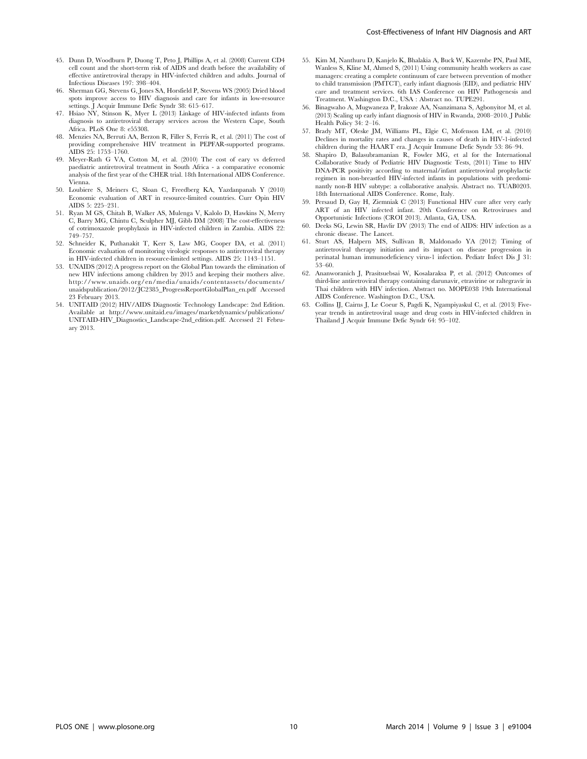45. Dunn D, Woodburn P, Duong T, Peto J, Phillips A, et al. (2008) Current CD4 cell count and the short-term risk of AIDS and death before the availability of effective antiretroviral therapy in HIV-infected children and adults. Journal of Infectious Diseases 197: 398–404.
46. Sherman GG, Stevens G, Jones SA, Horsfield P, Stevens WS (2005) Dried blood spots improve access to HIV diagnosis and care for infants in low-resource settings. J Acquir Immune Defic Syndr 38: 615–617.
47. Hsiao NY, Stinson K, Myer L (2013) Linkage of HIV-infected infants from diagnosis to antiretroviral therapy services across the Western Cape, South Africa. PLoS One 8: e55308.
48. Menzies NA, Berruti AA, Berzon R, Filler S, Ferris R, et al. (2011) The cost of providing comprehensive HIV treatment in PEPFAR-supported programs. AIDS 25: 1753–1760.
49. Meyer-Rath G VA, Cotton M, et al. (2010) The cost of eary vs deferred paediatric antiretroviral treatment in South Africa - a comparative economic analysis of the first year of the CHER trial. 18th International AIDS Conference. Vienna.
50. Loubiere S, Meiners C, Sloan C, Freedberg KA, Yazdanpanah Y (2010) Economic evaluation of ART in resource-limited countries. Curr Opin HIV AIDS 5: 225–231.
51. Ryan M GS, Chitah B, Walker AS, Mulenga V, Kalolo D, Hawkins N, Merry C, Barry MG, Chintu C, Sculpher MJ, Gibb DM (2008) The cost-effectiveness of cotrimoxazole prophylaxis in HIV-infected children in Zambia. AIDS 22: 749–757.
52. Schneider K, Puthanakit T, Kerr S, Law MG, Cooper DA, et al. (2011) Economic evaluation of monitoring virologic responses to antiretroviral therapy in HIV-infected children in resource-limited settings. AIDS 25: 1143–1151.
53. UNAIDS (2012) A progress report on the Global Plan towards the elimination of new HIV infections among children by 2015 and keeping their mothers alive. http://www.unaids.org/en/media/unaids/contentassets/documents/unaidspublication/2012/JC2385_ProgressReportGlobalPlan_en.pdf Accessed 23 February 2013.
54. UNITAID (2012) HIV/AIDS Diagnostic Technology Landscape: 2nd Edition. Available at http://www.unitaid.eu/images/marketdynamics/publications/UNITAID-HIV_Diagnostics_Landscape-2nd_edition.pdf. Accessed 21 February 2013.
55. Kim M, Nanthuru D, Kanjelo K, Bhalakia A, Buck W, Kazembe PN, Paul ME, Wanless S, Kline M, Ahmed S, (2011) Using community health workers as case managers: creating a complete continuum of care between prevention of mother to child transmission (PMTCT), early infant diagnosis (EID), and pediatric HIV care and treatment services. 6th IAS Conference on HIV Pathogenesis and Treatment. Washington D.C., USA : Abstract no. TUPE291.
56. Binagwaho A, Mugwaneza P, Irakoze AA, Nsanzimana S, Agbonyitor M, et al. (2013) Scaling up early infant diagnosis of HIV in Rwanda, 2008–2010. J Public Health Policy 34: 2–16.
57. Brady MT, Oleske JM, Williams PL, Elgie C, Mofenson LM, et al. (2010) Declines in mortality rates and changes in causes of death in HIV-1-infected children during the HAART era. J Acquir Immune Defic Syndr 53: 86–94.
58. Shapiro D, Balasubramanian R, Fowler MG, et al for the International Collaborative Study of Pediatric HIV Diagnostic Tests, (2011) Time to HIV DNA-PCR positivity according to maternal/infant antiretroviral prophylactic regimen in non-breastfed HIV-infected infants in populations with predominantly non-B HIV subtype: a collaborative analysis. Abstract no. TUAB0203. 18th International AIDS Conference. Rome, Italy.
59. Persaud D, Gay H, Ziemniak C (2013) Functional HIV cure after very early ART of an HIV infected infant. 20th Conference on Retroviruses and Opportunistic Infections (CROI 2013). Atlanta, GA, USA.
60. Deeks SG, Lewin SR, Havlir DV (2013) The end of AIDS: HIV infection as a chronic disease. The Lancet.
61. Sturt AS, Halpern MS, Sullivan B, Maldonado YA (2012) Timing of antiretroviral therapy initiation and its impact on disease progression in perinatal human immunodeficiency virus-1 infection. Pediatr Infect Dis J 31: 53–60.
62. Ananworanich J, Prasitsuebsai W, Kosalaraksa P, et al. (2012) Outcomes of third-line antiretroviral therapy containing darunavir, etravirine or raltegravir in Thai children with HIV infection. Abstract no. MOPE038 19th International AIDS Conference. Washington D.C., USA.
63. Collins IJ, Cairns J, Le Coeur S, Pagdi K, Ngampiyaskul C, et al. (2013) Five-year trends in antiretroviral usage and drug costs in HIV-infected children in Thailand J Acquir Immune Defic Syndr 64: 95–102.